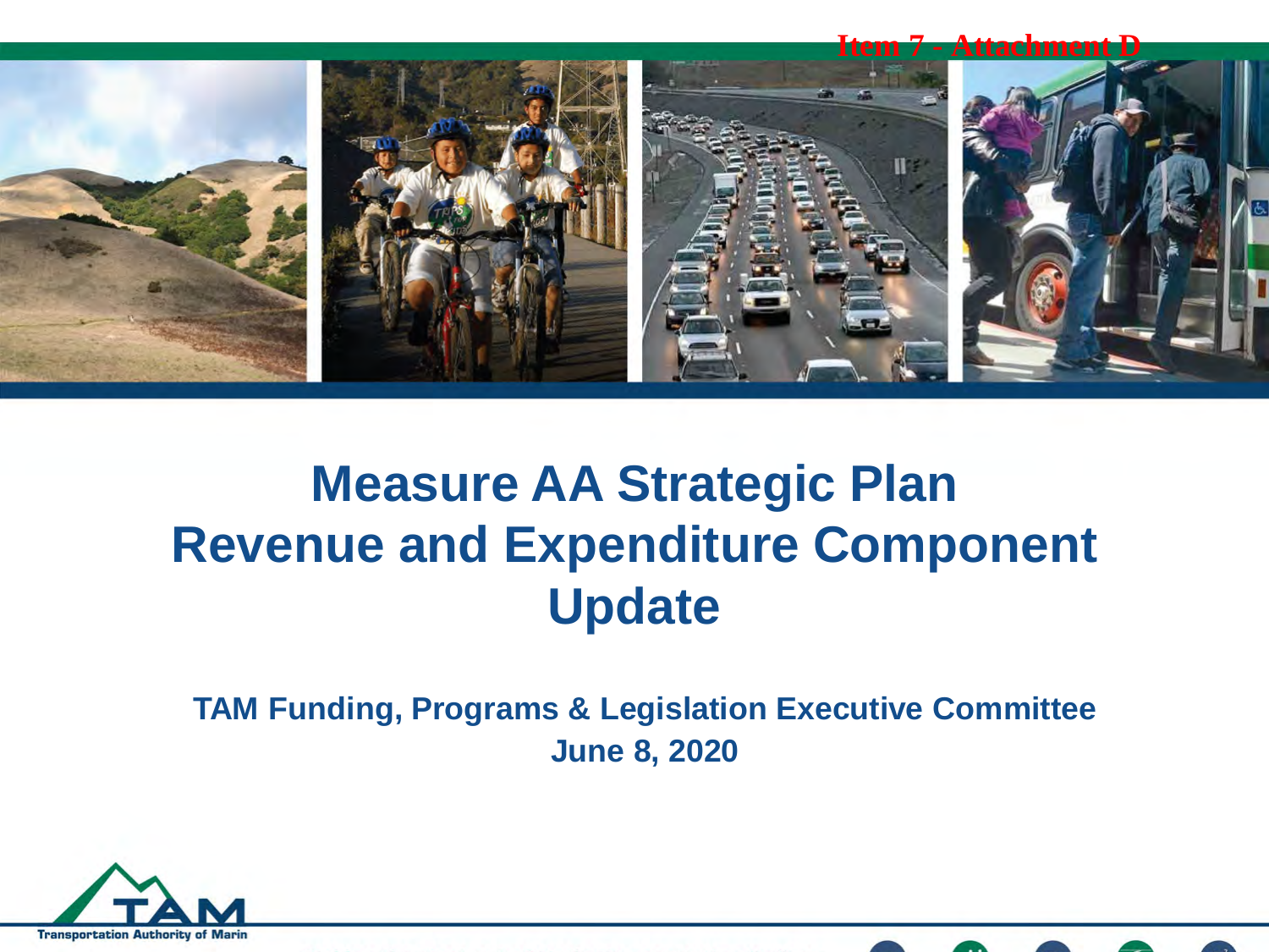Item 7 - Attachment D

# Measure AA Strategic Plan Revenue and Expenditure Component Update

**TAM Funding, Programs & Legislation Executive Committee**

**June 8, 2020**

Transportation Authority of Marin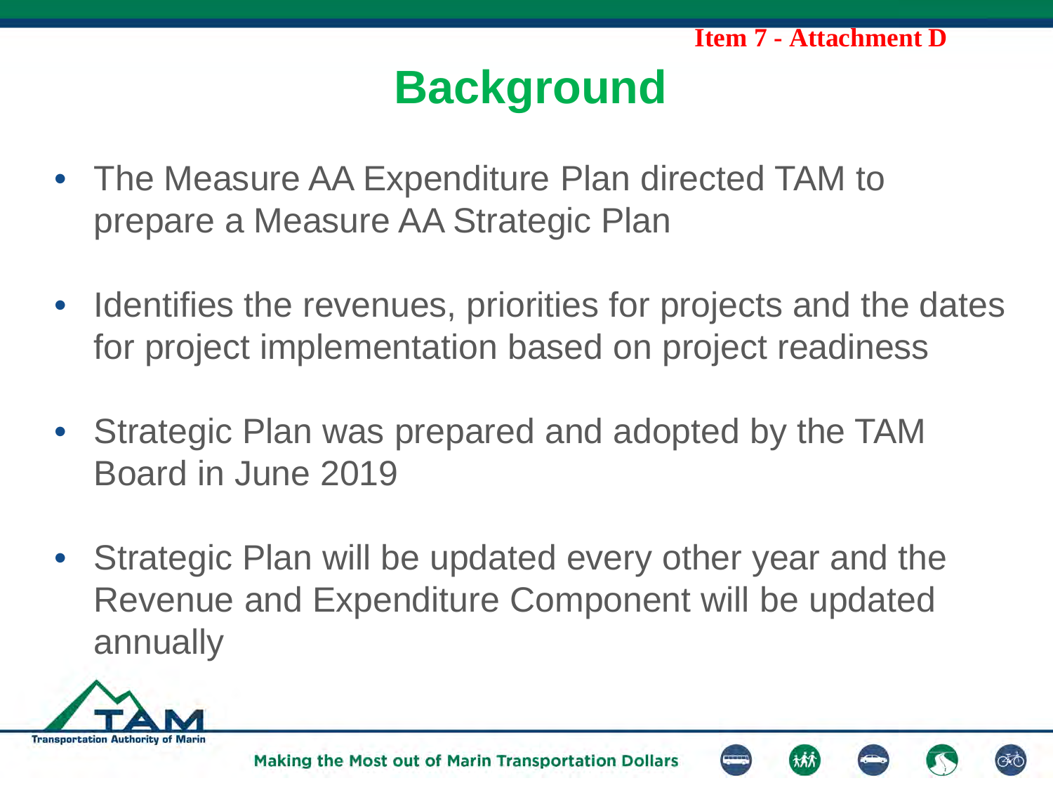# Background

- The Measure AA Expenditure Plan directed TAM to prepare a Measure AA Strategic Plan
- Identifies the revenues, priorities for projects and the dates for project implementation based on project readiness
- Strategic Plan was prepared and adopted by the TAM Board in June 2019
- Strategic Plan will be updated every other year and the Revenue and Expenditure Component will be updated annually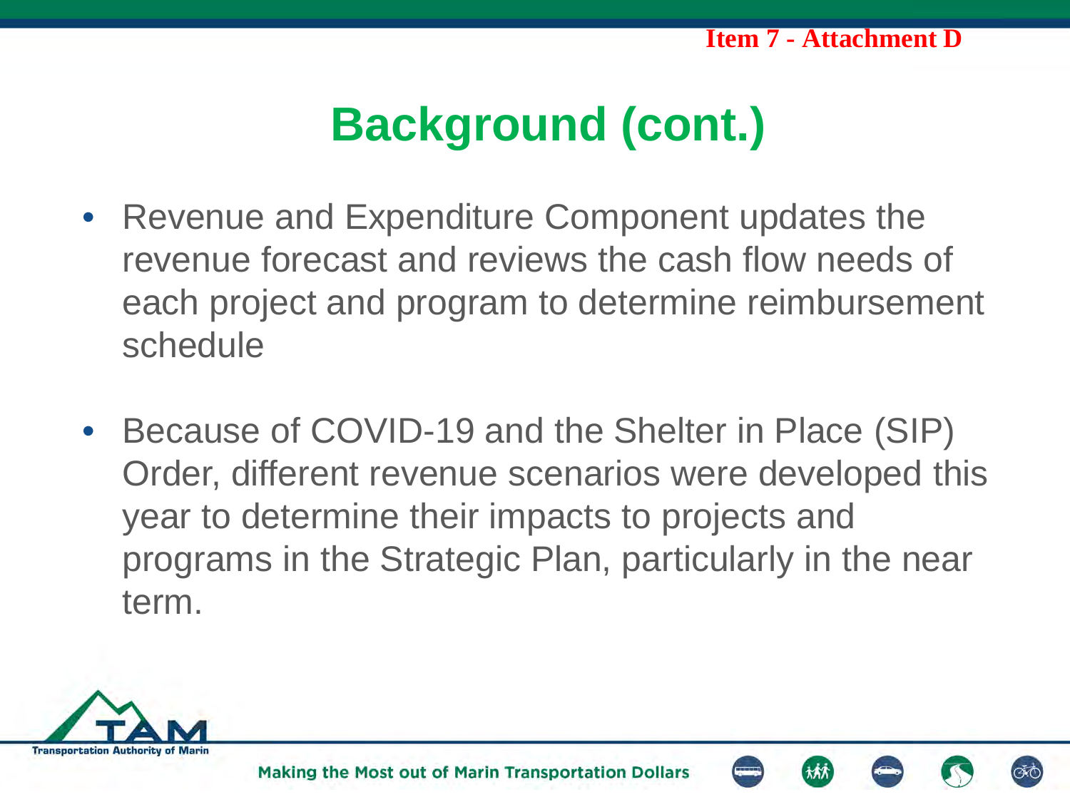# Background (cont.)

- Revenue and Expenditure Component updates the revenue forecast and reviews the cash flow needs of each project and program to determine reimbursement schedule

- Because of COVID-19 and the Shelter in Place (SIP) Order, different revenue scenarios were developed this year to determine their impacts to projects and programs in the Strategic Plan, particularly in the near term.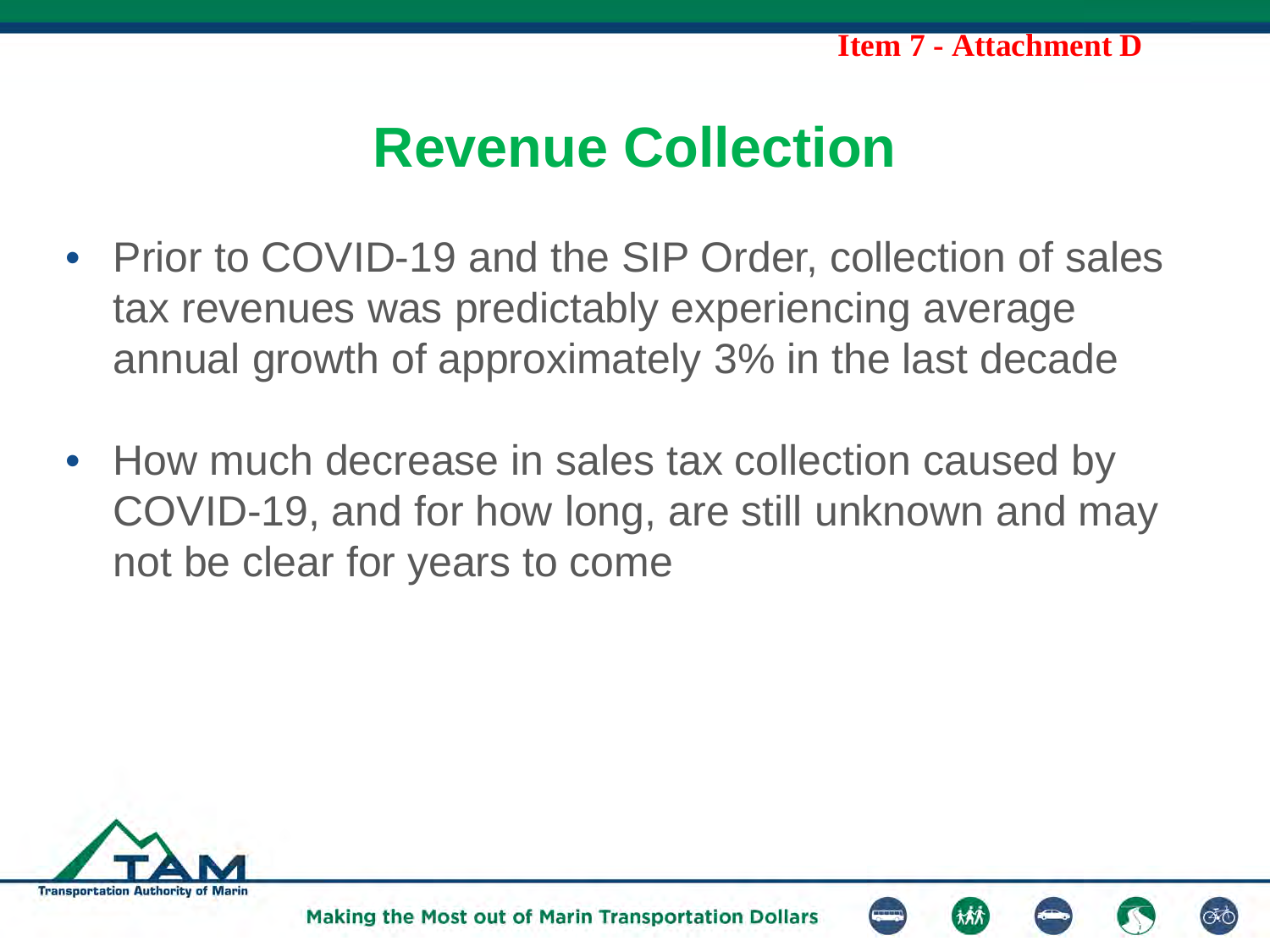# Revenue Collection

- Prior to COVID-19 and the SIP Order, collection of sales tax revenues was predictably experiencing average annual growth of approximately 3% in the last decade
- How much decrease in sales tax collection caused by COVID-19, and for how long, are still unknown and may not be clear for years to come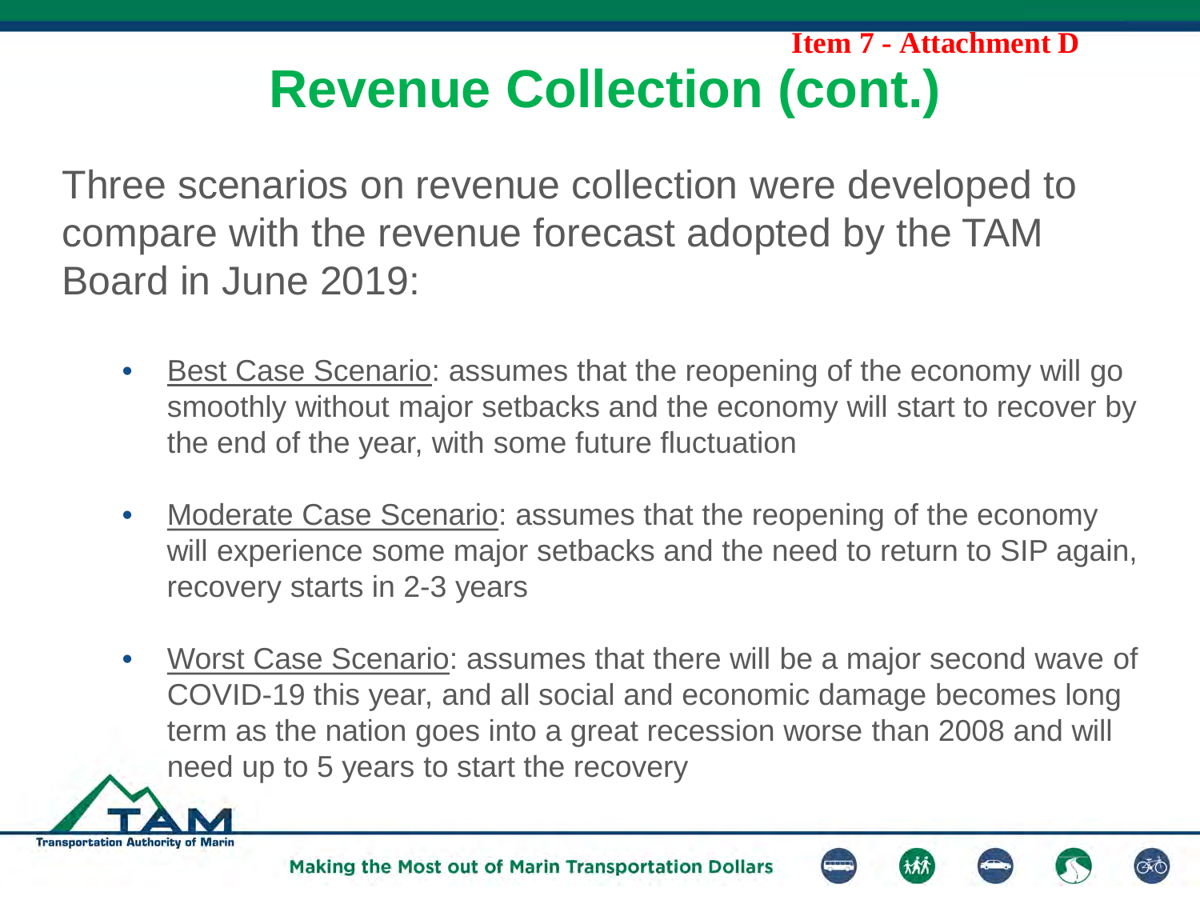Item 7 - Attachment D

# Revenue Collection (cont.)

Three scenarios on revenue collection were developed to compare with the revenue forecast adopted by the TAM Board in June 2019:

- Best Case Scenario: assumes that the reopening of the economy will go smoothly without major setbacks and the economy will start to recover by the end of the year, with some future fluctuation
- Moderate Case Scenario: assumes that the reopening of the economy will experience some major setbacks and the need to return to SIP again, recovery starts in 2-3 years
- Worst Case Scenario: assumes that there will be a major second wave of COVID-19 this year, and all social and economic damage becomes long term as the nation goes into a great recession worse than 2008 and will need up to 5 years to start the recovery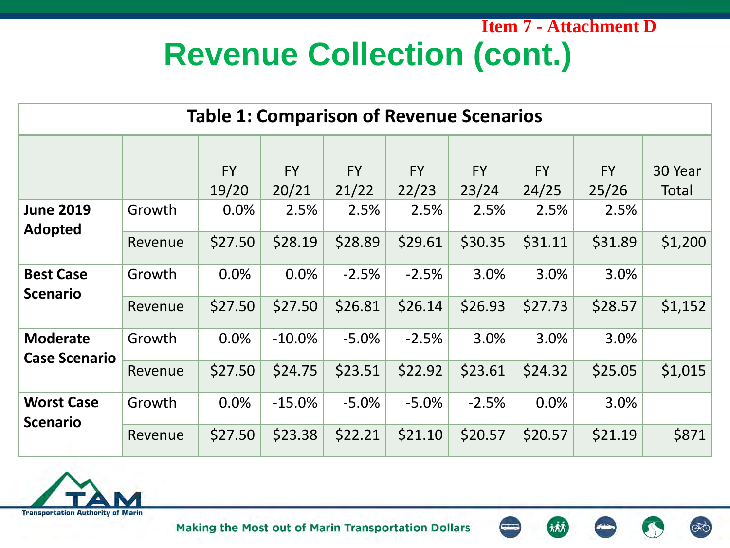Item 7 - Attachment D

# Revenue Collection (cont.)

| Table 1: Comparison of Revenue Scenarios | | | | | | | | | |
|---|---|---|---|---|---|---|---|---|---|
| | | FY 19/20 | FY 20/21 | FY 21/22 | FY 22/23 | FY 23/24 | FY 24/25 | FY 25/26 | 30 Year Total |
| **June 2019 Adopted** | Growth | 0.0% | 2.5% | 2.5% | 2.5% | 2.5% | 2.5% | 2.5% | |
| | Revenue | $27.50 | $28.19 | $28.89 | $29.61 | $30.35 | $31.11 | $31.89 | $1,200 |
| **Best Case Scenario** | Growth | 0.0% | 0.0% | -2.5% | -2.5% | 3.0% | 3.0% | 3.0% | |
| | Revenue | $27.50 | $27.50 | $26.81 | $26.14 | $26.93 | $27.73 | $28.57 | $1,152 |
| **Moderate Case Scenario** | Growth | 0.0% | -10.0% | -5.0% | -2.5% | 3.0% | 3.0% | 3.0% | |
| | Revenue | $27.50 | $24.75 | $23.51 | $22.92 | $23.61 | $24.32 | $25.05 | $1,015 |
| **Worst Case Scenario** | Growth | 0.0% | -15.0% | -5.0% | -5.0% | -2.5% | 0.0% | 3.0% | |
| | Revenue | $27.50 | $23.38 | $22.21 | $21.10 | $20.57 | $20.57 | $21.19 | $871 |

Transportation Authority of Marin

Making the Most out of Marin Transportation Dollars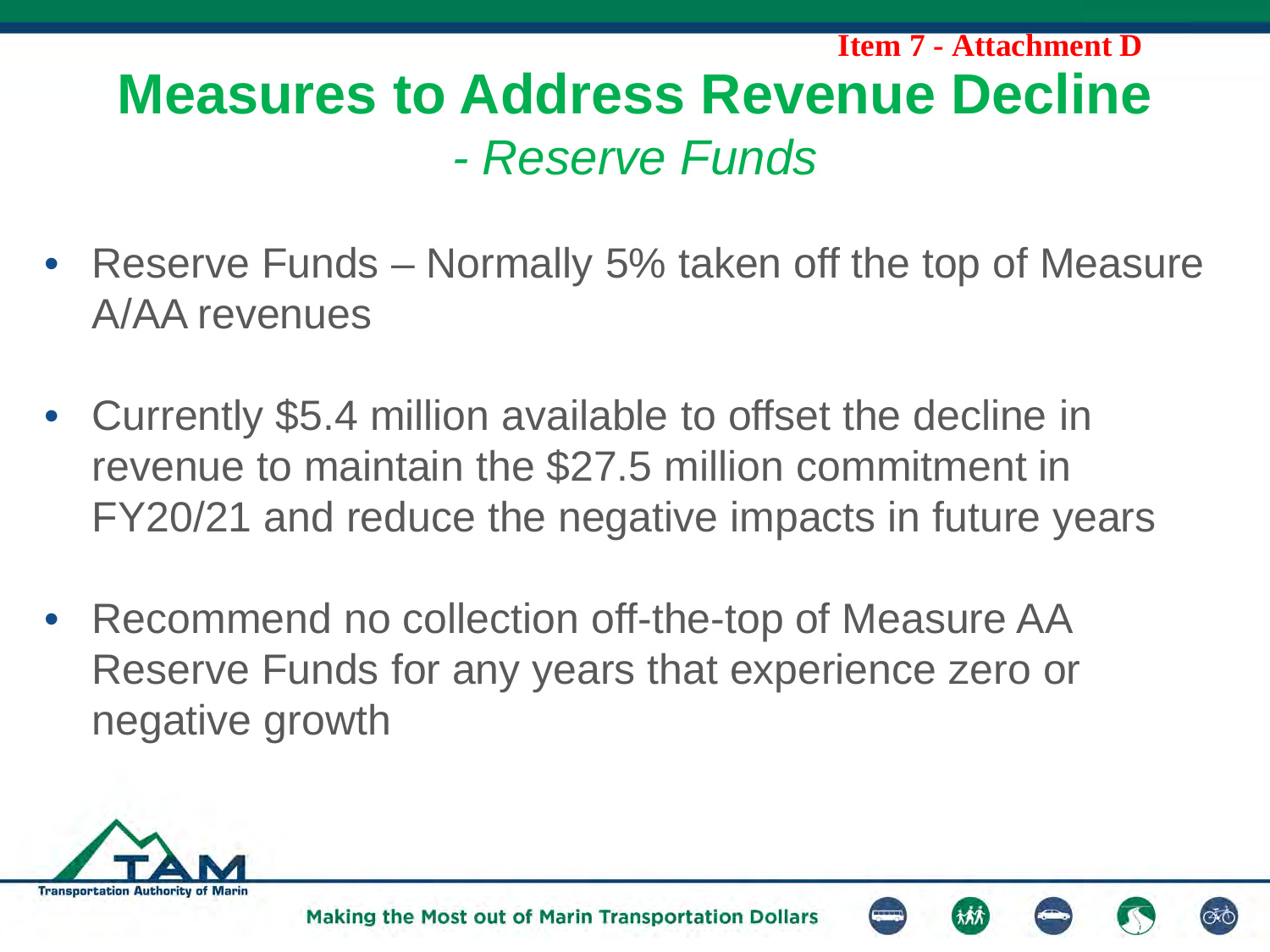Item 7 - Attachment D

# Measures to Address Revenue Decline

## *- Reserve Funds*

- Reserve Funds – Normally 5% taken off the top of Measure A/AA revenues
- Currently $5.4 million available to offset the decline in revenue to maintain the $27.5 million commitment in FY20/21 and reduce the negative impacts in future years
- Recommend no collection off-the-top of Measure AA Reserve Funds for any years that experience zero or negative growth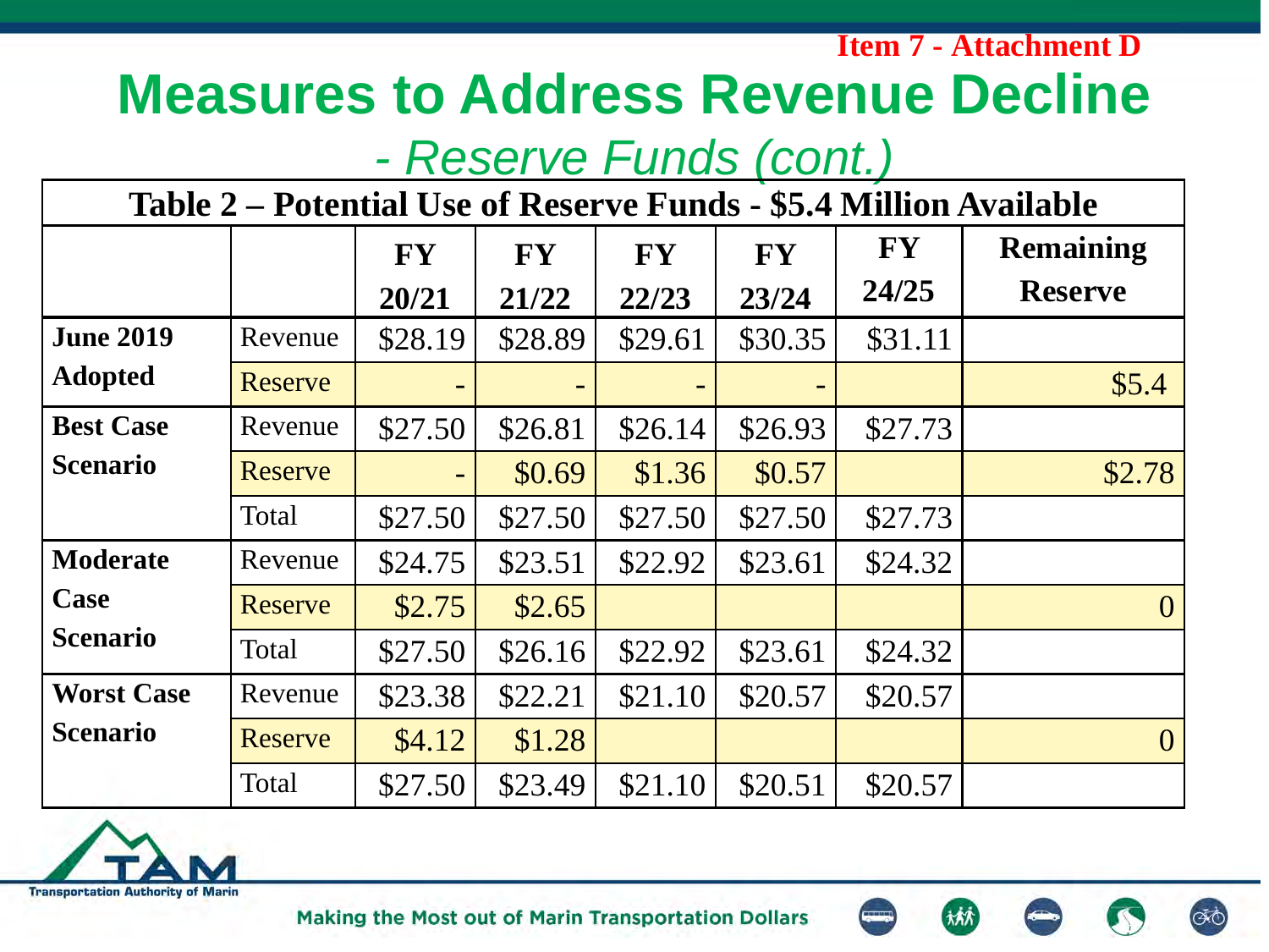Item 7 - Attachment D

# Measures to Address Revenue Decline

## - Reserve Funds (cont.)

**Table 2 – Potential Use of Reserve Funds - $5.4 Million Available**

| | | FY 20/21 | FY 21/22 | FY 22/23 | FY 23/24 | FY 24/25 | Remaining Reserve |
|---|---|---|---|---|---|---|---|
| **June 2019 Adopted** | Revenue | $28.19 | $28.89 | $29.61 | $30.35 | $31.11 | |
| | Reserve | - | - | - | - | | $5.4 |
| **Best Case Scenario** | Revenue | $27.50 | $26.81 | $26.14 | $26.93 | $27.73 | |
| | Reserve | - | $0.69 | $1.36 | $0.57 | | $2.78 |
| | Total | $27.50 | $27.50 | $27.50 | $27.50 | $27.73 | |
| **Moderate Case Scenario** | Revenue | $24.75 | $23.51 | $22.92 | $23.61 | $24.32 | |
| | Reserve | $2.75 | $2.65 | | | | 0 |
| | Total | $27.50 | $26.16 | $22.92 | $23.61 | $24.32 | |
| **Worst Case Scenario** | Revenue | $23.38 | $22.21 | $21.10 | $20.57 | $20.57 | |
| | Reserve | $4.12 | $1.28 | | | | 0 |
| | Total | $27.50 | $23.49 | $21.10 | $20.51 | $20.57 | |

Transportation Authority of Marin

Making the Most out of Marin Transportation Dollars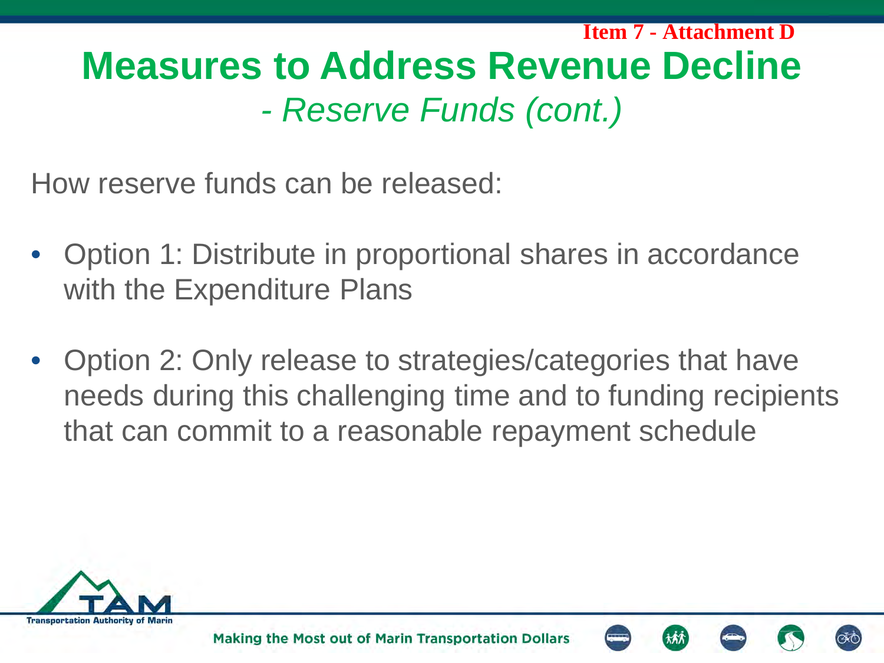Item 7 - Attachment D

# Measures to Address Revenue Decline

## *- Reserve Funds (cont.)*

How reserve funds can be released:

- Option 1: Distribute in proportional shares in accordance with the Expenditure Plans
- Option 2: Only release to strategies/categories that have needs during this challenging time and to funding recipients that can commit to a reasonable repayment schedule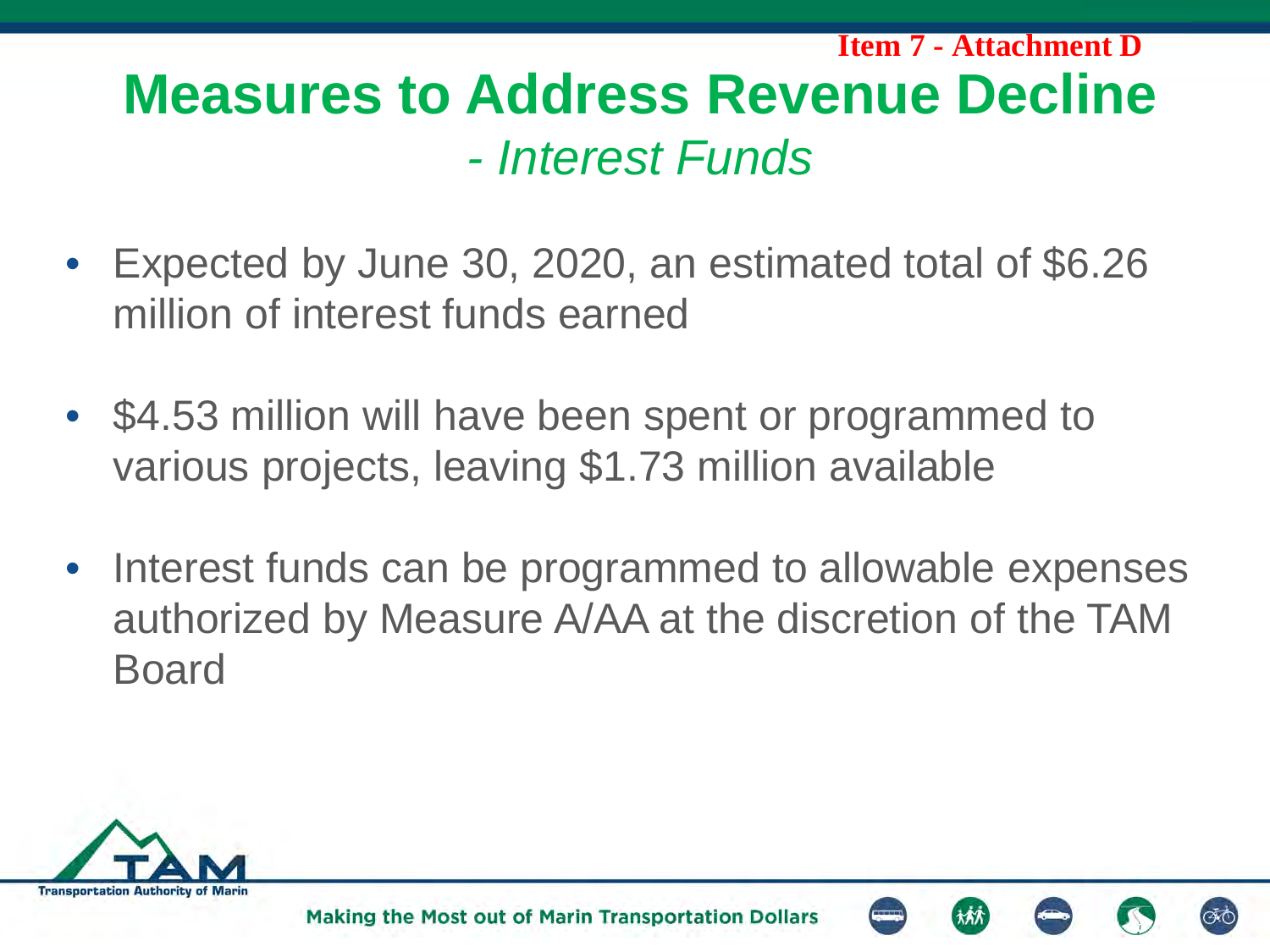Item 7 - Attachment D

# Measures to Address Revenue Decline

## *- Interest Funds*

- Expected by June 30, 2020, an estimated total of $6.26 million of interest funds earned
- $4.53 million will have been spent or programmed to various projects, leaving $1.73 million available
- Interest funds can be programmed to allowable expenses authorized by Measure A/AA at the discretion of the TAM Board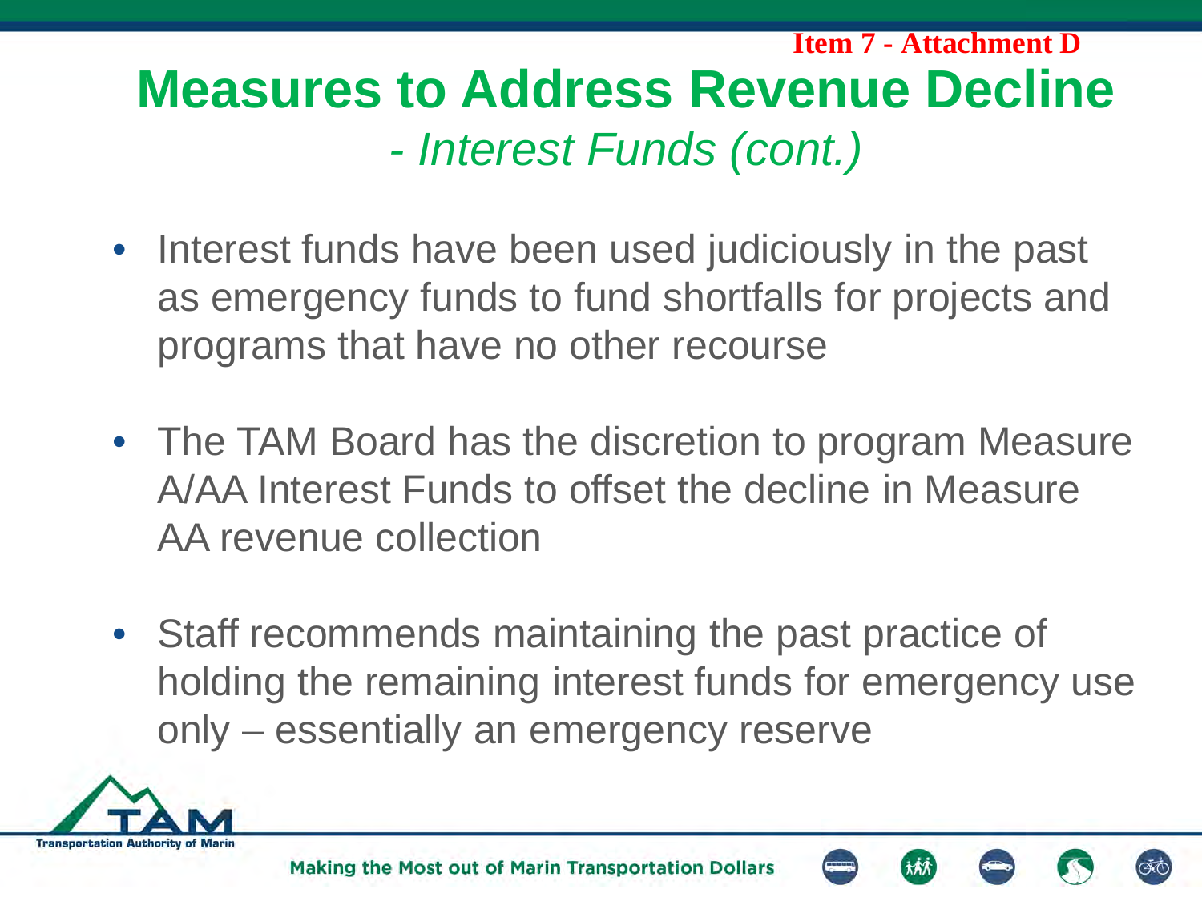Item 7 - Attachment D

# Measures to Address Revenue Decline

## *- Interest Funds (cont.)*

- Interest funds have been used judiciously in the past as emergency funds to fund shortfalls for projects and programs that have no other recourse
- The TAM Board has the discretion to program Measure A/AA Interest Funds to offset the decline in Measure AA revenue collection
- Staff recommends maintaining the past practice of holding the remaining interest funds for emergency use only – essentially an emergency reserve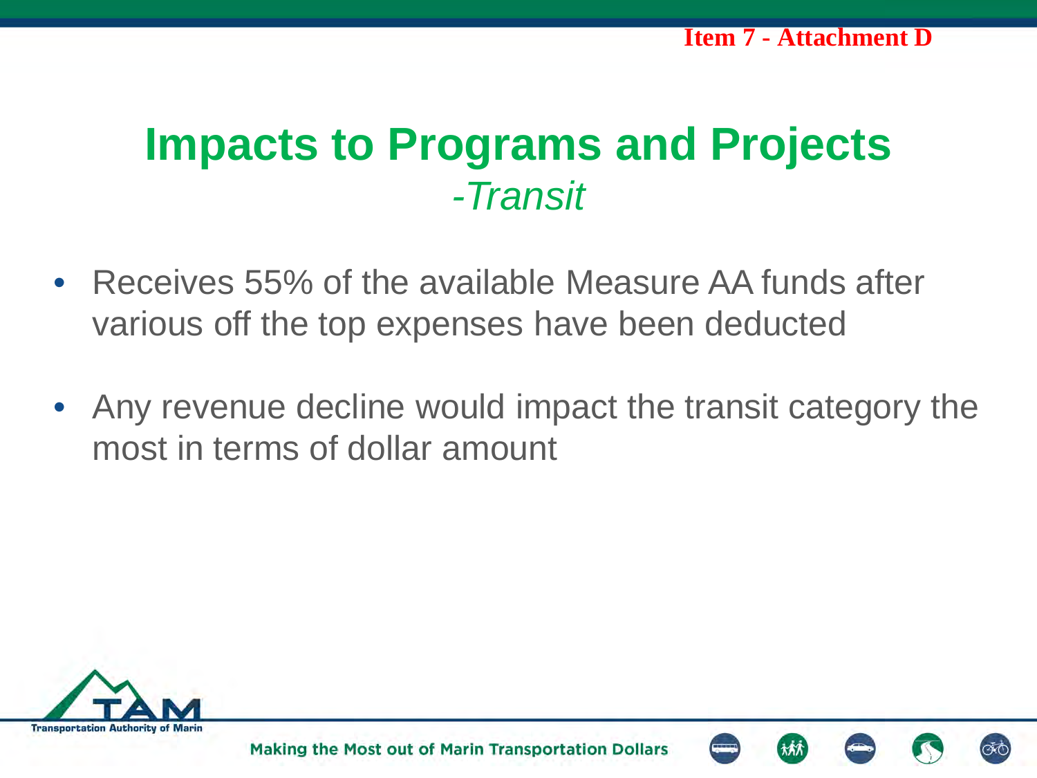# Impacts to Programs and Projects

*-Transit*

- Receives 55% of the available Measure AA funds after various off the top expenses have been deducted
- Any revenue decline would impact the transit category the most in terms of dollar amount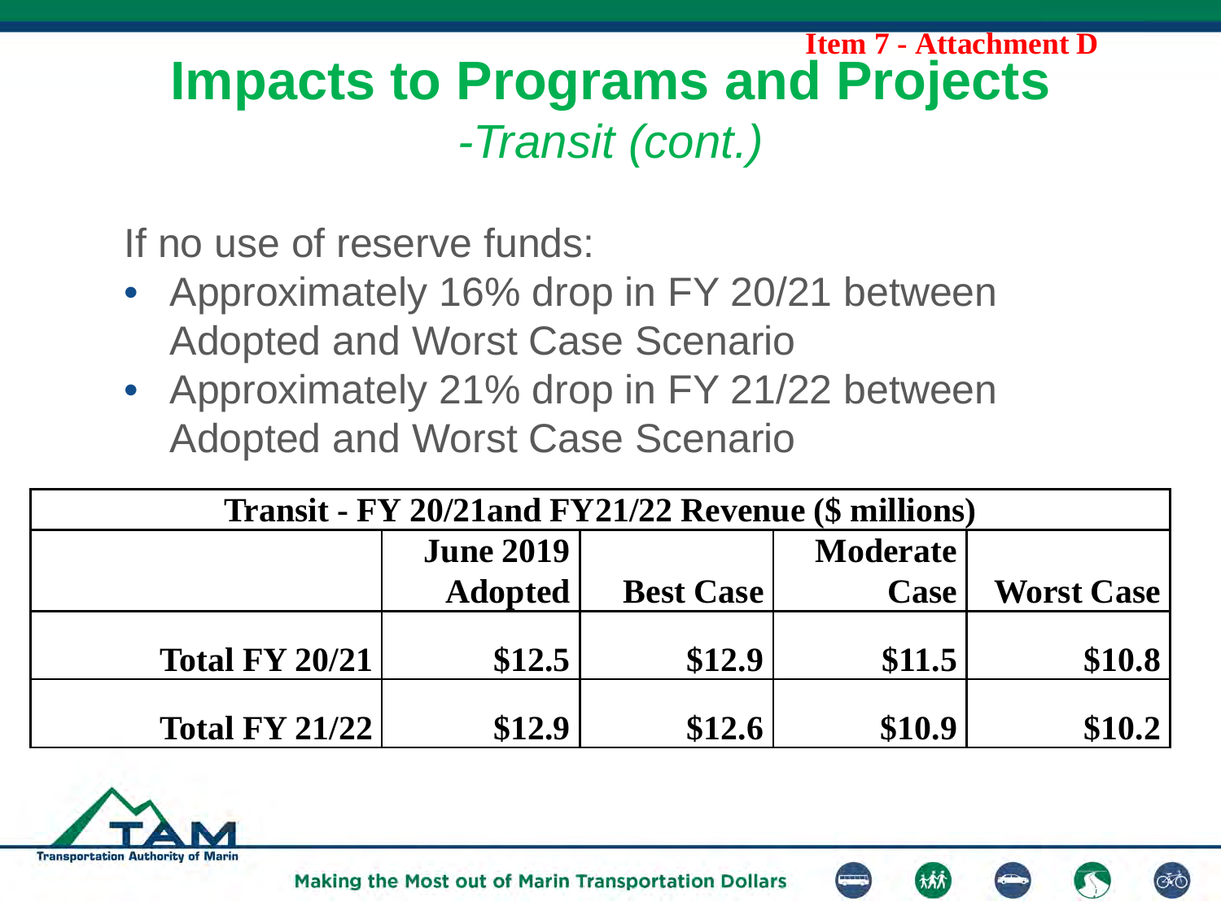Item 7 - Attachment D

# Impacts to Programs and Projects

## *-Transit (cont.)*

If no use of reserve funds:

- Approximately 16% drop in FY 20/21 between Adopted and Worst Case Scenario
- Approximately 21% drop in FY 21/22 between Adopted and Worst Case Scenario

| Transit - FY 20/21and FY21/22 Revenue ($ millions) | | | | |
|---|---|---|---|---|
| | June 2019 Adopted | Best Case | Moderate Case | Worst Case |
| Total FY 20/21 | $12.5 | $12.9 | $11.5 | $10.8 |
| Total FY 21/22 | $12.9 | $12.6 | $10.9 | $10.2 |

Transportation Authority of Marin

Making the Most out of Marin Transportation Dollars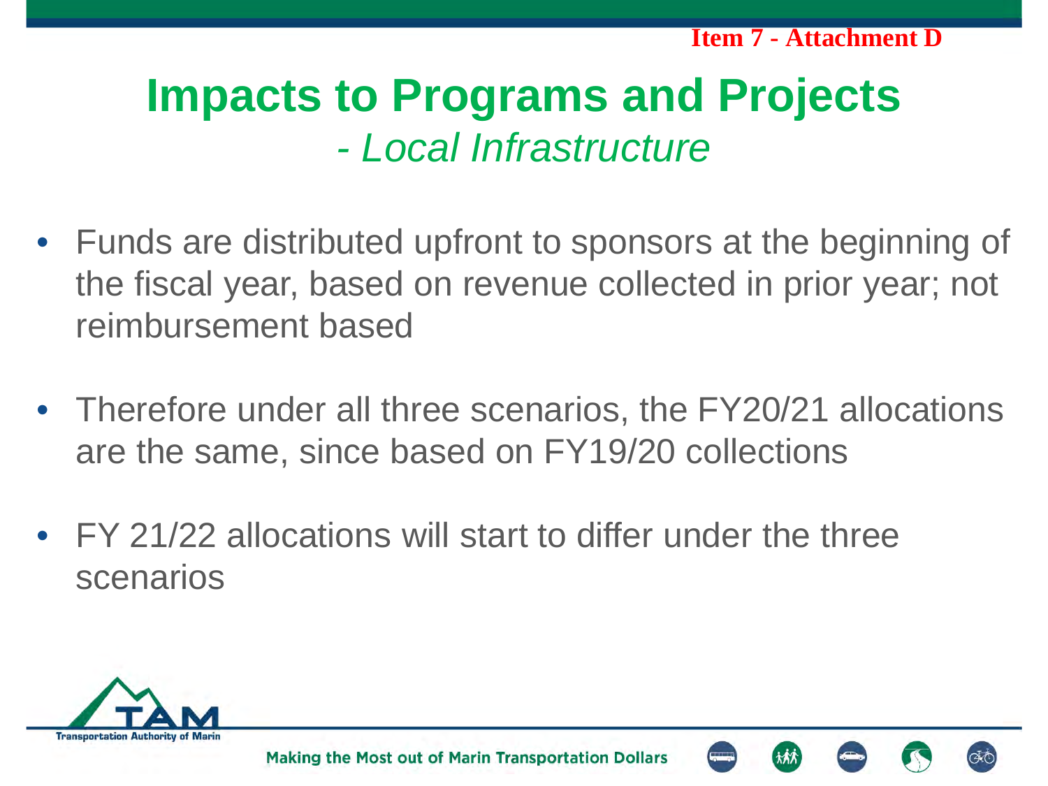Item 7 - Attachment D

# Impacts to Programs and Projects

## *- Local Infrastructure*

- Funds are distributed upfront to sponsors at the beginning of the fiscal year, based on revenue collected in prior year; not reimbursement based
- Therefore under all three scenarios, the FY20/21 allocations are the same, since based on FY19/20 collections
- FY 21/22 allocations will start to differ under the three scenarios

Making the Most out of Marin Transportation Dollars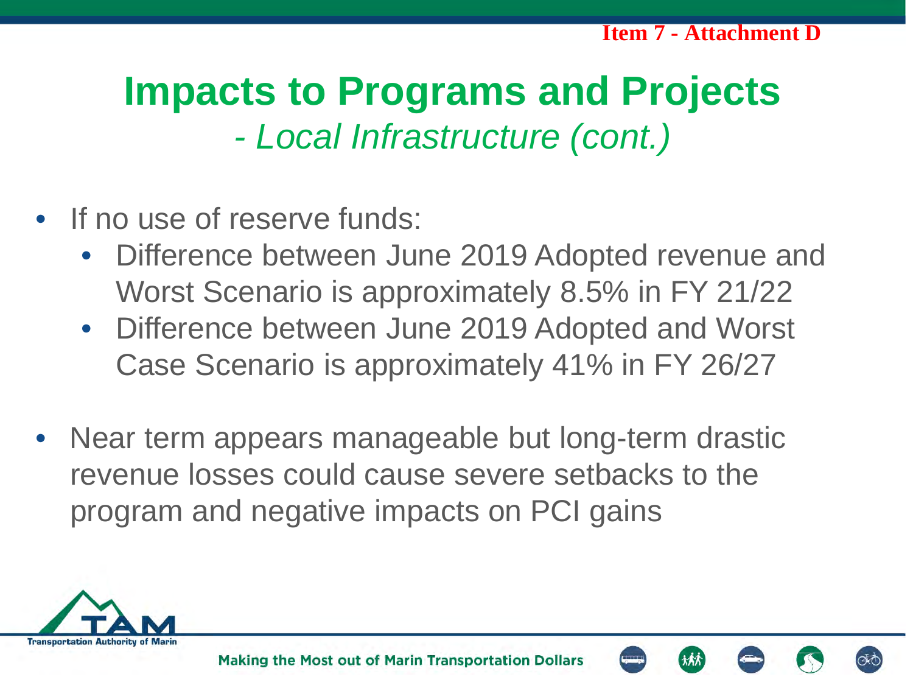Item 7 - Attachment D

# Impacts to Programs and Projects

*- Local Infrastructure (cont.)*

- If no use of reserve funds:
  - Difference between June 2019 Adopted revenue and Worst Scenario is approximately 8.5% in FY 21/22
  - Difference between June 2019 Adopted and Worst Case Scenario is approximately 41% in FY 26/27

- Near term appears manageable but long-term drastic revenue losses could cause severe setbacks to the program and negative impacts on PCI gains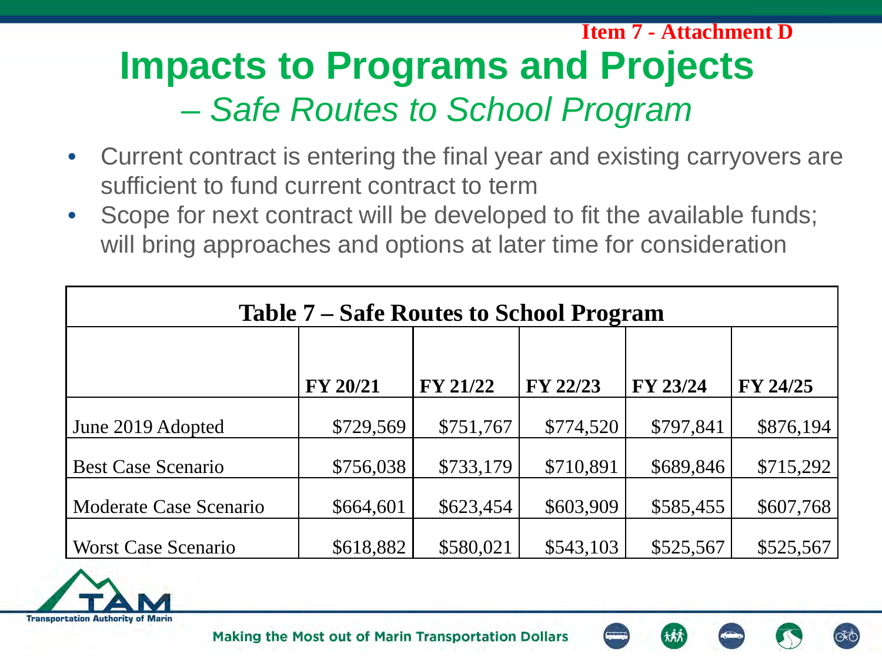Item 7 - Attachment D

# Impacts to Programs and Projects

## *– Safe Routes to School Program*

- Current contract is entering the final year and existing carryovers are sufficient to fund current contract to term
- Scope for next contract will be developed to fit the available funds; will bring approaches and options at later time for consideration

**Table 7 – Safe Routes to School Program**

| | FY 20/21 | FY 21/22 | FY 22/23 | FY 23/24 | FY 24/25 |
|---|---|---|---|---|---|
| June 2019 Adopted | $729,569 | $751,767 | $774,520 | $797,841 | $876,194 |
| Best Case Scenario | $756,038 | $733,179 | $710,891 | $689,846 | $715,292 |
| Moderate Case Scenario | $664,601 | $623,454 | $603,909 | $585,455 | $607,768 |
| Worst Case Scenario | $618,882 | $580,021 | $543,103 | $525,567 | $525,567 |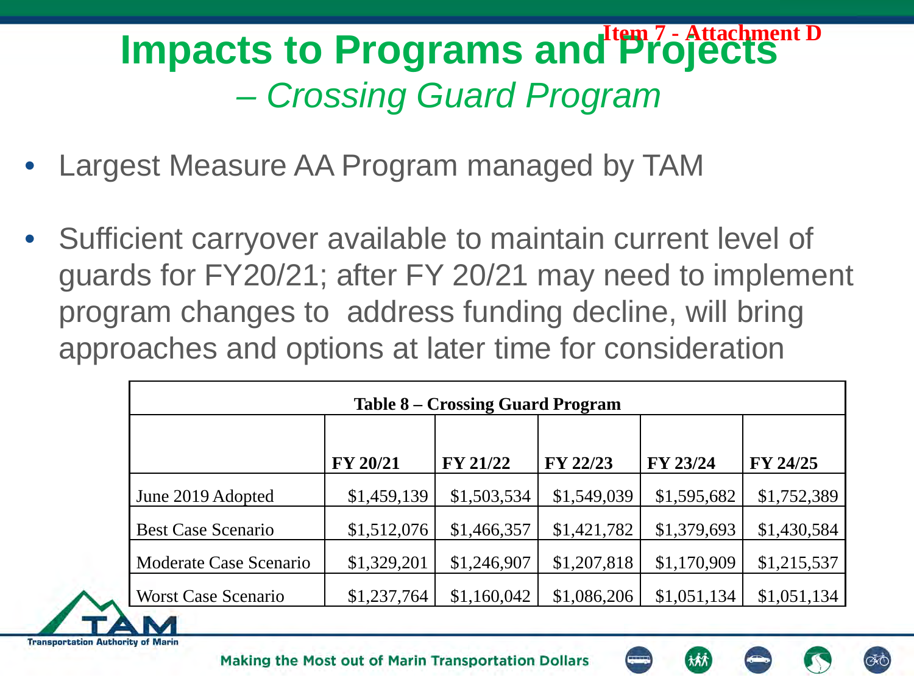Item 7 - Attachment D

# Impacts to Programs and Projects

## *– Crossing Guard Program*

- Largest Measure AA Program managed by TAM
- Sufficient carryover available to maintain current level of guards for FY20/21; after FY 20/21 may need to implement program changes to address funding decline, will bring approaches and options at later time for consideration

**Table 8 – Crossing Guard Program**

| | FY 20/21 | FY 21/22 | FY 22/23 | FY 23/24 | FY 24/25 |
|---|---|---|---|---|---|
| June 2019 Adopted | $1,459,139 | $1,503,534 | $1,549,039 | $1,595,682 | $1,752,389 |
| Best Case Scenario | $1,512,076 | $1,466,357 | $1,421,782 | $1,379,693 | $1,430,584 |
| Moderate Case Scenario | $1,329,201 | $1,246,907 | $1,207,818 | $1,170,909 | $1,215,537 |
| Worst Case Scenario | $1,237,764 | $1,160,042 | $1,086,206 | $1,051,134 | $1,051,134 |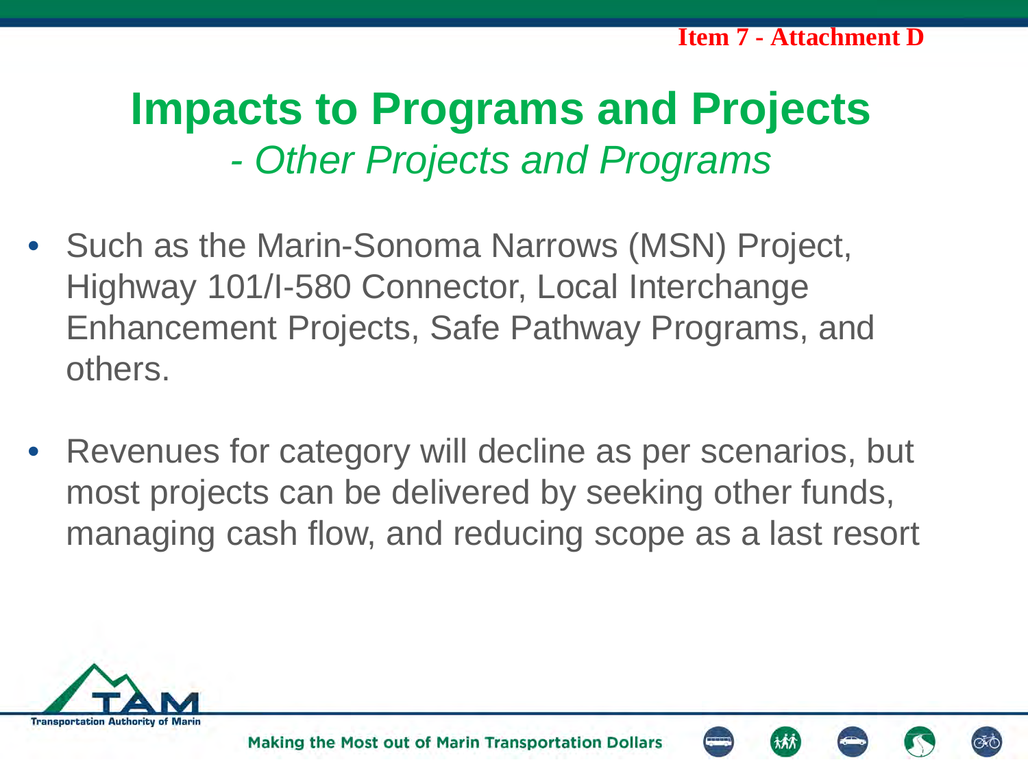# Impacts to Programs and Projects
## *- Other Projects and Programs*

- Such as the Marin-Sonoma Narrows (MSN) Project, Highway 101/I-580 Connector, Local Interchange Enhancement Projects, Safe Pathway Programs, and others.

- Revenues for category will decline as per scenarios, but most projects can be delivered by seeking other funds, managing cash flow, and reducing scope as a last resort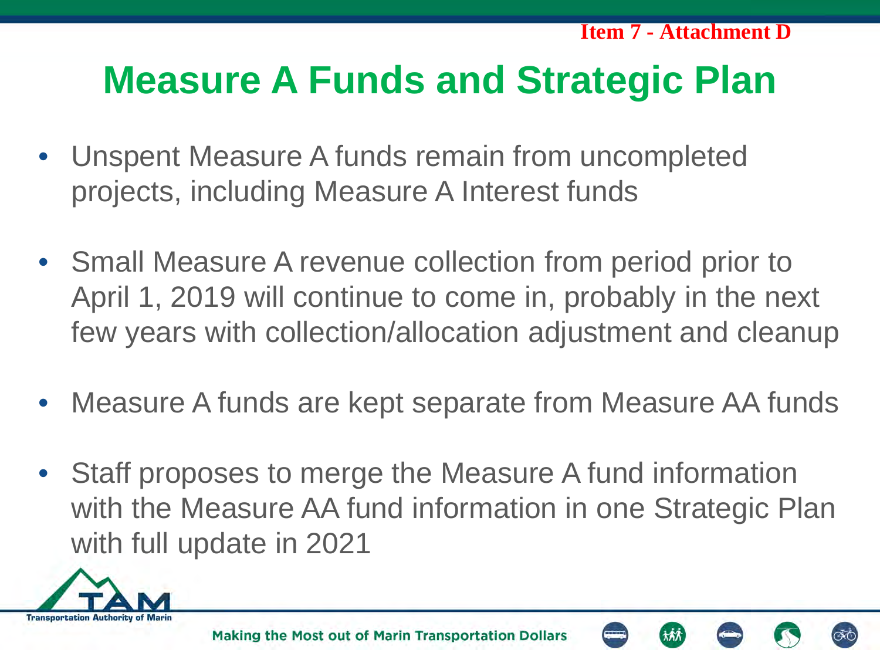Item 7 - Attachment D

# Measure A Funds and Strategic Plan

- Unspent Measure A funds remain from uncompleted projects, including Measure A Interest funds
- Small Measure A revenue collection from period prior to April 1, 2019 will continue to come in, probably in the next few years with collection/allocation adjustment and cleanup
- Measure A funds are kept separate from Measure AA funds
- Staff proposes to merge the Measure A fund information with the Measure AA fund information in one Strategic Plan with full update in 2021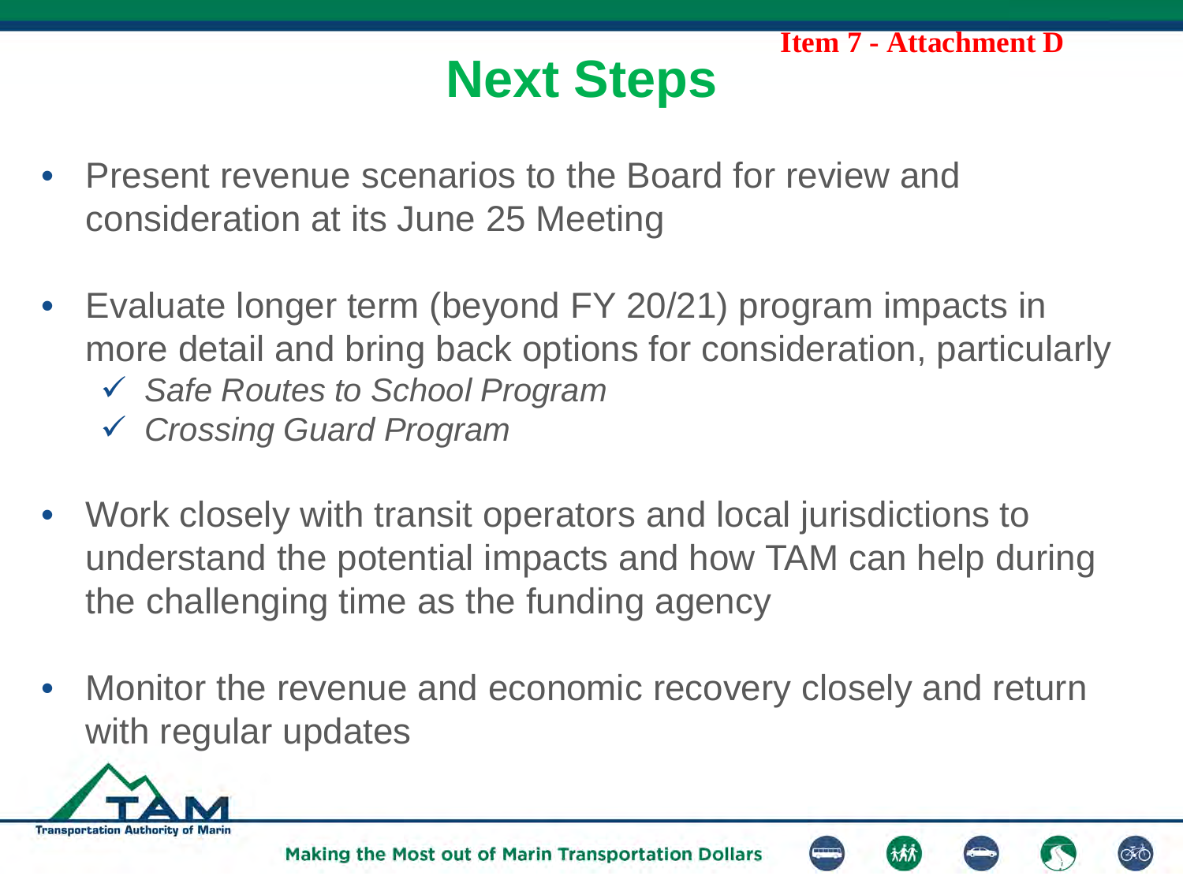Item 7 - Attachment D

# Next Steps

- Present revenue scenarios to the Board for review and consideration at its June 25 Meeting
- Evaluate longer term (beyond FY 20/21) program impacts in more detail and bring back options for consideration, particularly
  - ✓ *Safe Routes to School Program*
  - ✓ *Crossing Guard Program*
- Work closely with transit operators and local jurisdictions to understand the potential impacts and how TAM can help during the challenging time as the funding agency
- Monitor the revenue and economic recovery closely and return with regular updates

TAM Transportation Authority of Marin

Making the Most out of Marin Transportation Dollars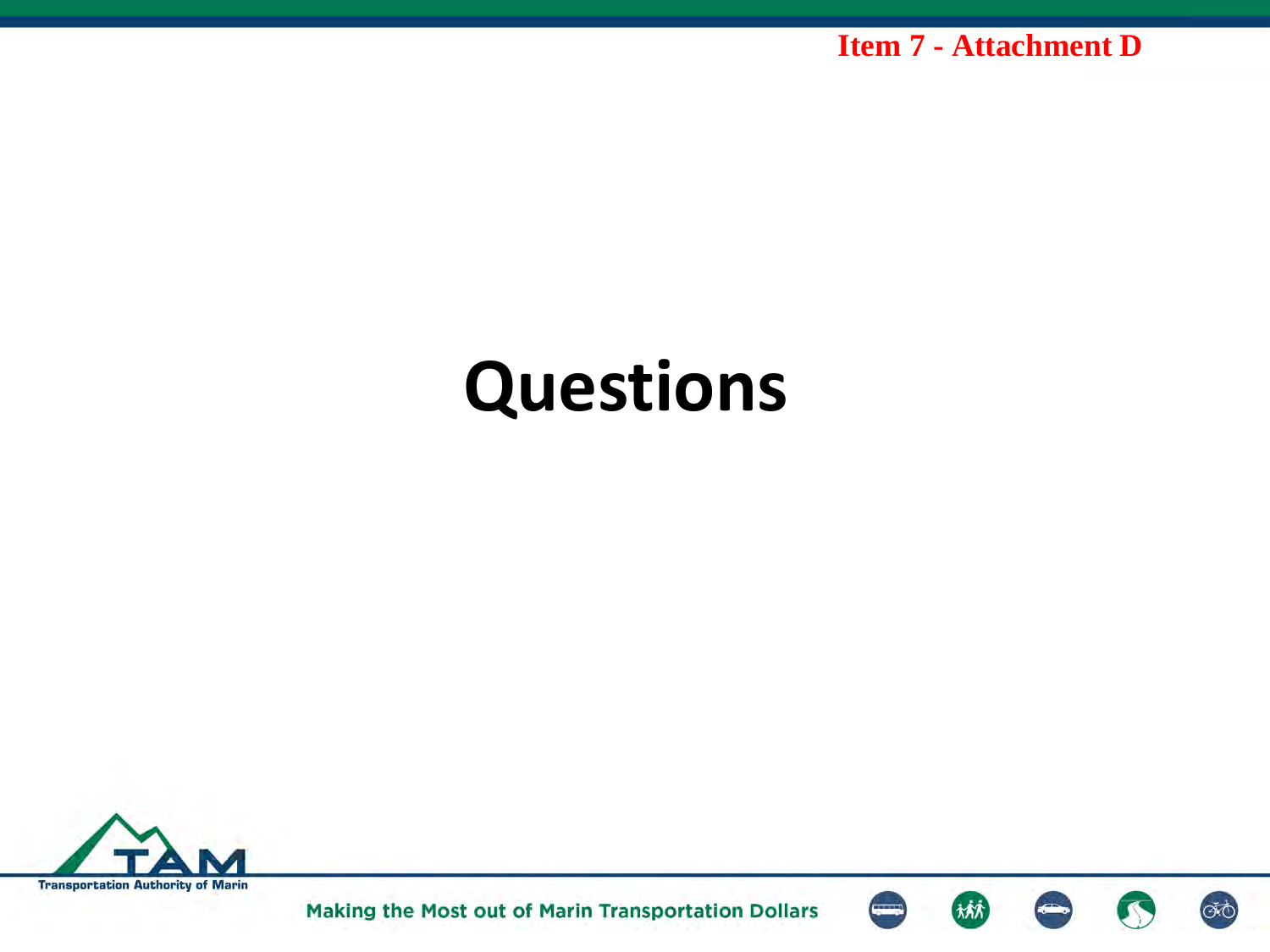# Questions